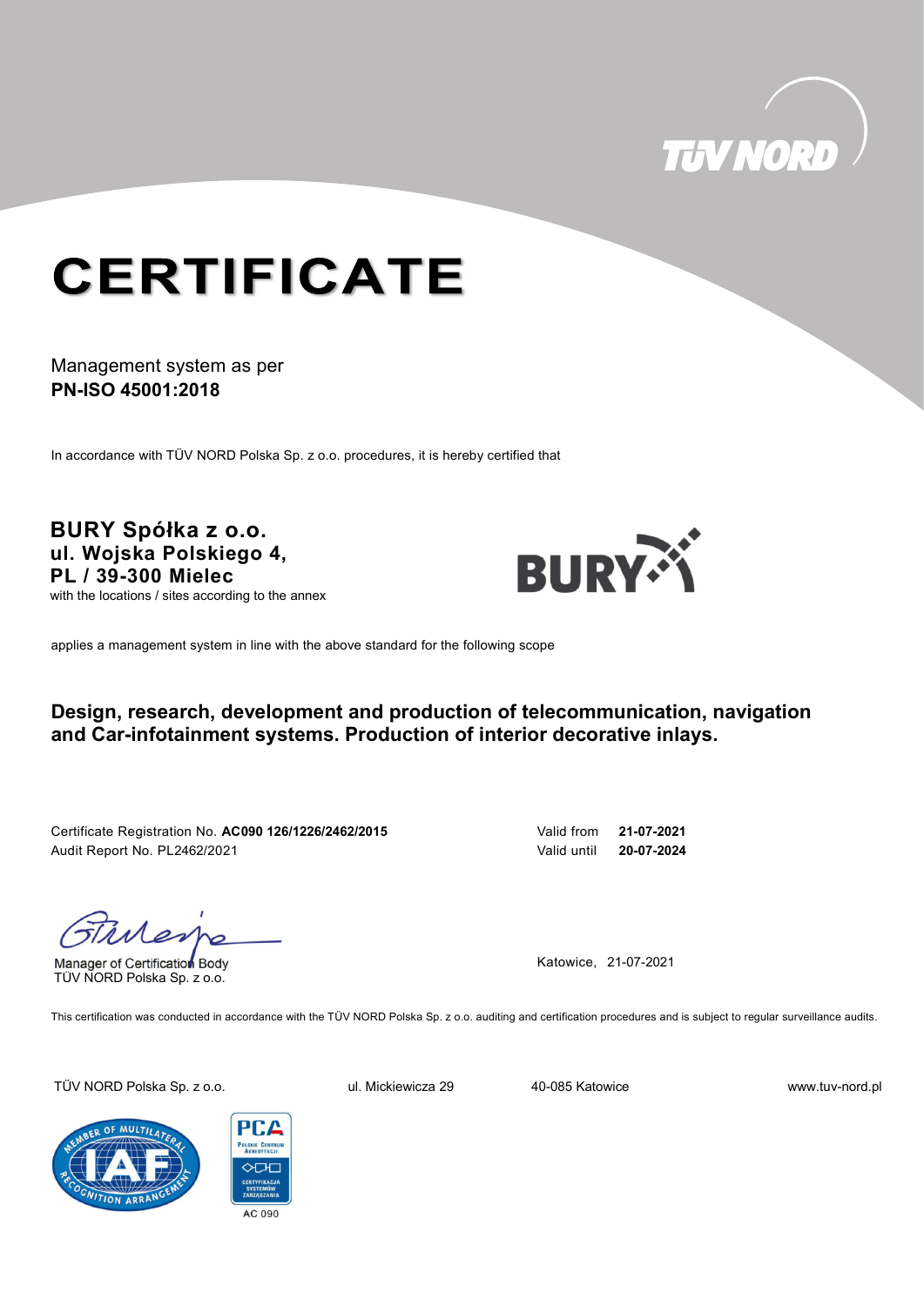# CERTIFICATE

Management system as per
**PN-ISO 45001:2018**

In accordance with TÜV NORD Polska Sp. z o.o. procedures, it is hereby certified that

**BURY Spółka z o.o.**
**ul. Wojska Polskiego 4,**
**PL / 39-300 Mielec**
with the locations / sites according to the annex

applies a management system in line with the above standard for the following scope

**Design, research, development and production of telecommunication, navigation and Car-infotainment systems. Production of interior decorative inlays.**

Certificate Registration No. **AC090 126/1226/2462/2015**
Audit Report No. PL2462/2021

Valid from **21-07-2021**
Valid until **20-07-2024**

Manager of Certification Body
TÜV NORD Polska Sp. z o.o.

Katowice, 21-07-2021

This certification was conducted in accordance with the TÜV NORD Polska Sp. z o.o. auditing and certification procedures and is subject to regular surveillance audits.

TÜV NORD Polska Sp. z o.o. ul. Mickiewicza 29 40-085 Katowice www.tuv-nord.pl

AC 090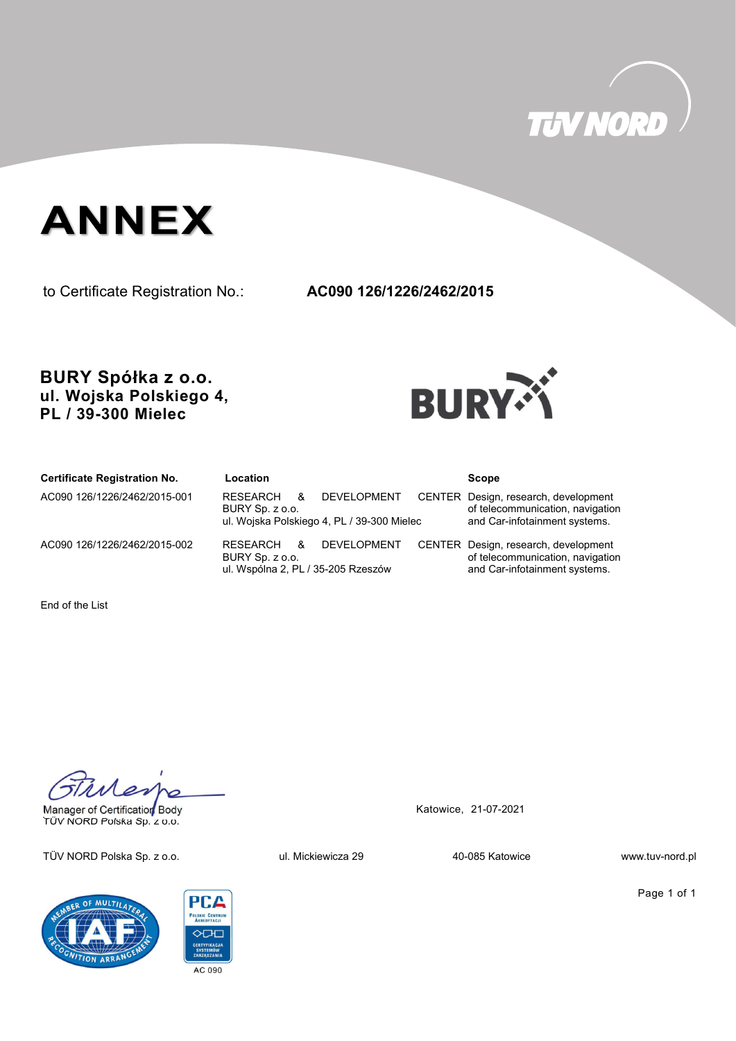# ANNEX

to Certificate Registration No.: **AC090 126/1226/2462/2015**

**BURY Spółka z o.o.**
**ul. Wojska Polskiego 4,**
**PL / 39-300 Mielec**

| Certificate Registration No. | Location | Scope |
|---|---|---|
| AC090 126/1226/2462/2015-001 | RESEARCH & DEVELOPMENT CENTER BURY Sp. z o.o. ul. Wojska Polskiego 4, PL / 39-300 Mielec | Design, research, development of telecommunication, navigation and Car-infotainment systems. |
| AC090 126/1226/2462/2015-002 | RESEARCH & DEVELOPMENT CENTER BURY Sp. z o.o. ul. Wspólna 2, PL / 35-205 Rzeszów | Design, research, development of telecommunication, navigation and Car-infotainment systems. |

End of the List

Manager of Certification Body
TÜV NORD Polska Sp. z o.o.

Katowice, 21-07-2021

TÜV NORD Polska Sp. z o.o. ul. Mickiewicza 29 40-085 Katowice www.tuv-nord.pl

AC 090